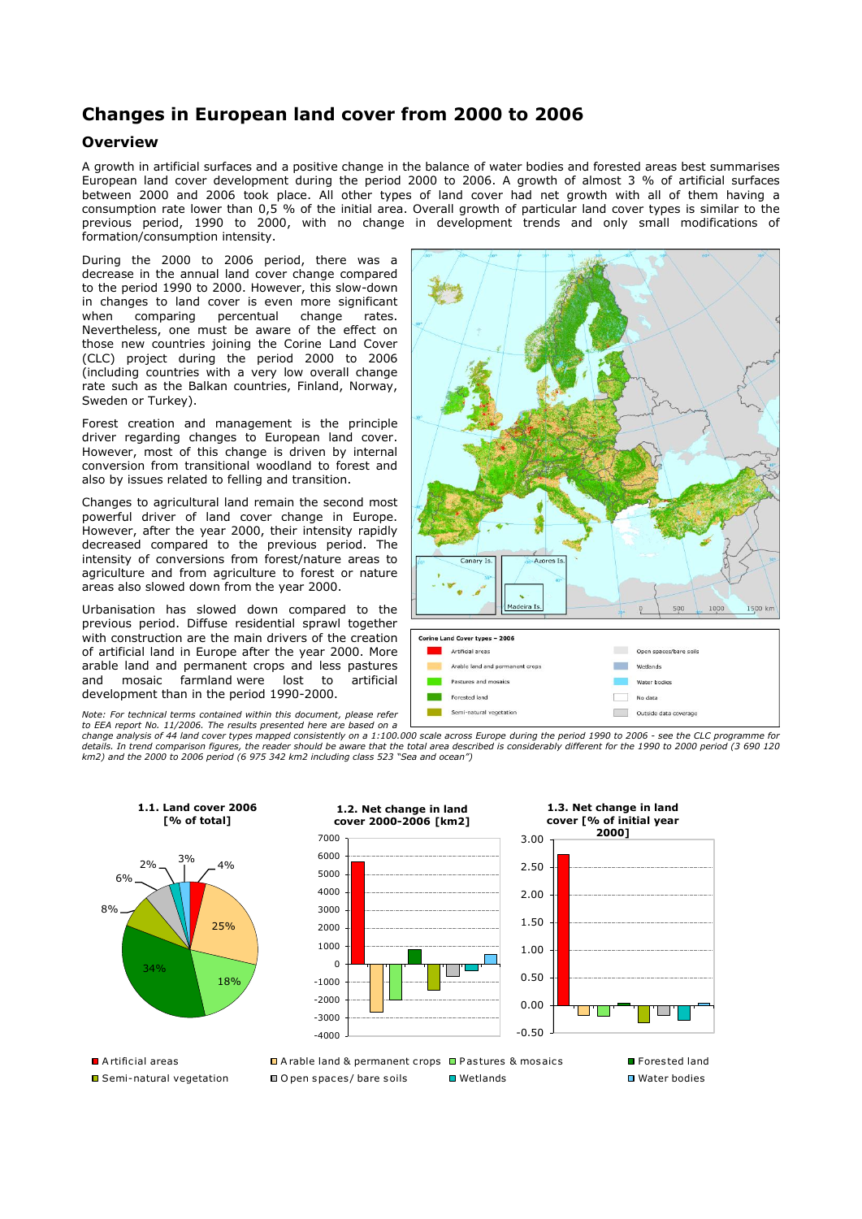# Changes in European land cover from 2000 to 2006

## Overview

A growth in artificial surfaces and a positive change in the balance of water bodies and forested areas best summarises European land cover development during the period 2000 to 2006. A growth of almost 3 % of artificial surfaces between 2000 and 2006 took place. All other types of land cover had net growth with all of them having a consumption rate lower than 0,5 % of the initial area. Overall growth of particular land cover types is similar to the previous period, 1990 to 2000, with no change in development trends and only small modifications of formation/consumption intensity.

During the 2000 to 2006 period, there was a decrease in the annual land cover change compared to the period 1990 to 2000. However, this slow-down in changes to land cover is even more significant when comparing percentual change rates. Nevertheless, one must be aware of the effect on those new countries joining the Corine Land Cover (CLC) project during the period 2000 to 2006 (including countries with a very low overall change rate such as the Balkan countries, Finland, Norway, Sweden or Turkey).

Forest creation and management is the principle driver regarding changes to European land cover. However, most of this change is driven by internal conversion from transitional woodland to forest and also by issues related to felling and transition.

Changes to agricultural land remain the second most powerful driver of land cover change in Europe. However, after the year 2000, their intensity rapidly decreased compared to the previous period. The intensity of conversions from forest/nature areas to agriculture and from agriculture to forest or nature areas also slowed down from the year 2000.

Urbanisation has slowed down compared to the previous period. Diffuse residential sprawl together with construction are the main drivers of the creation of artificial land in Europe after the year 2000. More arable land and permanent crops and less pastures and mosaic farmland were lost to artificial development than in the period 1990-2000.

Corine Land Cover types – 2006

- Artificial areas
- Arable land and permanent crops
- Pastures and mosaics
- Forested land
- Semi-natural vegetation
- Open spaces/bare soils
- Wetlands
- Water bodies
- No data
- Outside data coverage

*Note: For technical terms contained within this document, please refer to EEA report No. 11/2006. The results presented here are based on a change analysis of 44 land cover types mapped consistently on a 1:100.000 scale across Europe during the period 1990 to 2006 - see the CLC programme for details. In trend comparison figures, the reader should be aware that the total area described is considerably different for the 1990 to 2000 period (3 690 120 km2) and the 2000 to 2006 period (6 975 342 km2 including class 523 "Sea and ocean")*

**1.1. Land cover 2006 [% of total]**

**1.2. Net change in land cover 2000-2006 [km2]**

**1.3. Net change in land cover [% of initial year 2000]**

Artificial areas · Arable land & permanent crops · Pastures & mosaics · Forested land · Semi-natural vegetation · Open spaces/ bare soils · Wetlands · Water bodies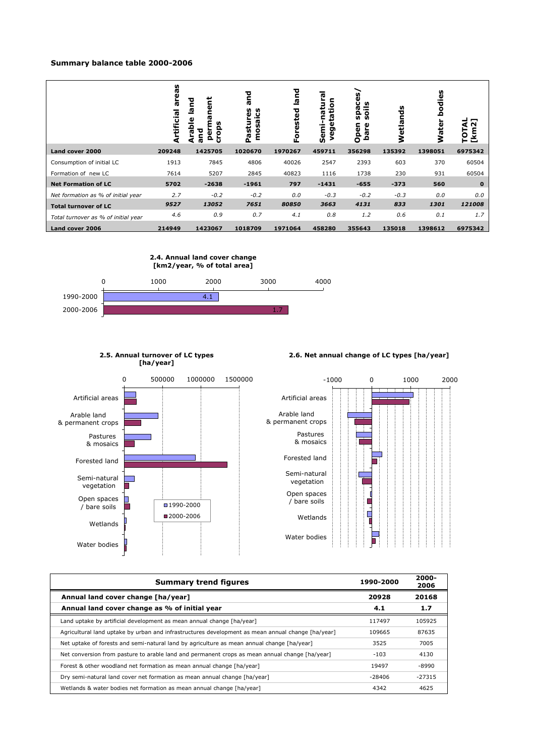**Summary balance table 2000-2006**

| | Artificial areas | Arable land and permanent crops | Pastures and mosaics | Forested land | Semi-natural vegetation | Open spaces/ bare soils | Wetlands | Water bodies | TOTAL [km2] |
|---|---|---|---|---|---|---|---|---|---|
| **Land cover 2000** | **209248** | **1425705** | **1020670** | **1970267** | **459711** | **356298** | **135392** | **1398051** | **6975342** |
| Consumption of initial LC | 1913 | 7845 | 4806 | 40026 | 2547 | 2393 | 603 | 370 | 60504 |
| Formation of new LC | 7614 | 5207 | 2845 | 40823 | 1116 | 1738 | 230 | 931 | 60504 |
| **Net Formation of LC** | **5702** | **-2638** | **-1961** | **797** | **-1431** | **-655** | **-373** | **560** | **0** |
| *Net formation as % of initial year* | *2.7* | *-0.2* | *-0.2* | *0.0* | *-0.3* | *-0.2* | *-0.3* | *0.0* | *0.0* |
| **Total turnover of LC** | ***9527*** | ***13052*** | ***7651*** | ***80850*** | ***3663*** | ***4131*** | ***833*** | ***1301*** | ***121008*** |
| *Total turnover as % of initial year* | *4.6* | *0.9* | *0.7* | *4.1* | *0.8* | *1.2* | *0.6* | *0.1* | *1.7* |
| **Land cover 2006** | **214949** | **1423067** | **1018709** | **1971064** | **458280** | **355643** | **135018** | **1398612** | **6975342** |

**2.4. Annual land cover change [km2/year, % of total area]**

**2.5. Annual turnover of LC types [ha/year]**

**2.6. Net annual change of LC types [ha/year]**

| Summary trend figures | 1990-2000 | 2000-2006 |
|---|---|---|
| **Annual land cover change [ha/year]** | **20928** | **20168** |
| **Annual land cover change as % of initial year** | **4.1** | **1.7** |
| Land uptake by artificial development as mean annual change [ha/year] | 117497 | 105925 |
| Agricultural land uptake by urban and infrastructures development as mean annual change [ha/year] | 109665 | 87635 |
| Net uptake of forests and semi-natural land by agriculture as mean annual change [ha/year] | 3525 | 7005 |
| Net conversion from pasture to arable land and permanent crops as mean annual change [ha/year] | -103 | 4130 |
| Forest & other woodland net formation as mean annual change [ha/year] | 19497 | -8990 |
| Dry semi-natural land cover net formation as mean annual change [ha/year] | -28406 | -27315 |
| Wetlands & water bodies net formation as mean annual change [ha/year] | 4342 | 4625 |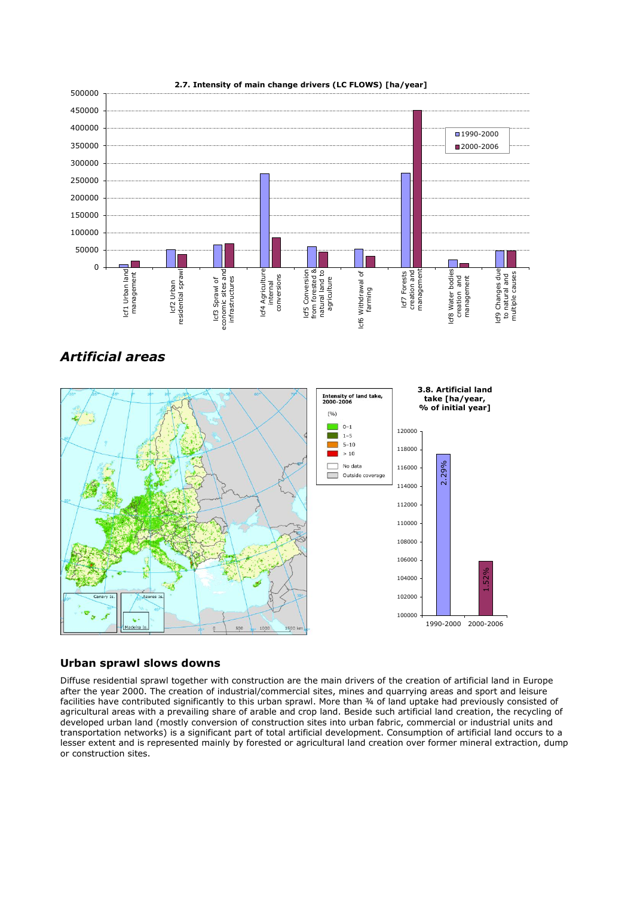**2.7. Intensity of main change drivers (LC FLOWS) [ha/year]**

## Artificial areas

**3.8. Artificial land take [ha/year, % of initial year]**

### Urban sprawl slows downs

Diffuse residential sprawl together with construction are the main drivers of the creation of artificial land in Europe after the year 2000. The creation of industrial/commercial sites, mines and quarrying areas and sport and leisure facilities have contributed significantly to this urban sprawl. More than ¾ of land uptake had previously consisted of agricultural areas with a prevailing share of arable and crop land. Beside such artificial land creation, the recycling of developed urban land (mostly conversion of construction sites into urban fabric, commercial or industrial units and transportation networks) is a significant part of total artificial development. Consumption of artificial land occurs to a lesser extent and is represented mainly by forested or agricultural land creation over former mineral extraction, dump or construction sites.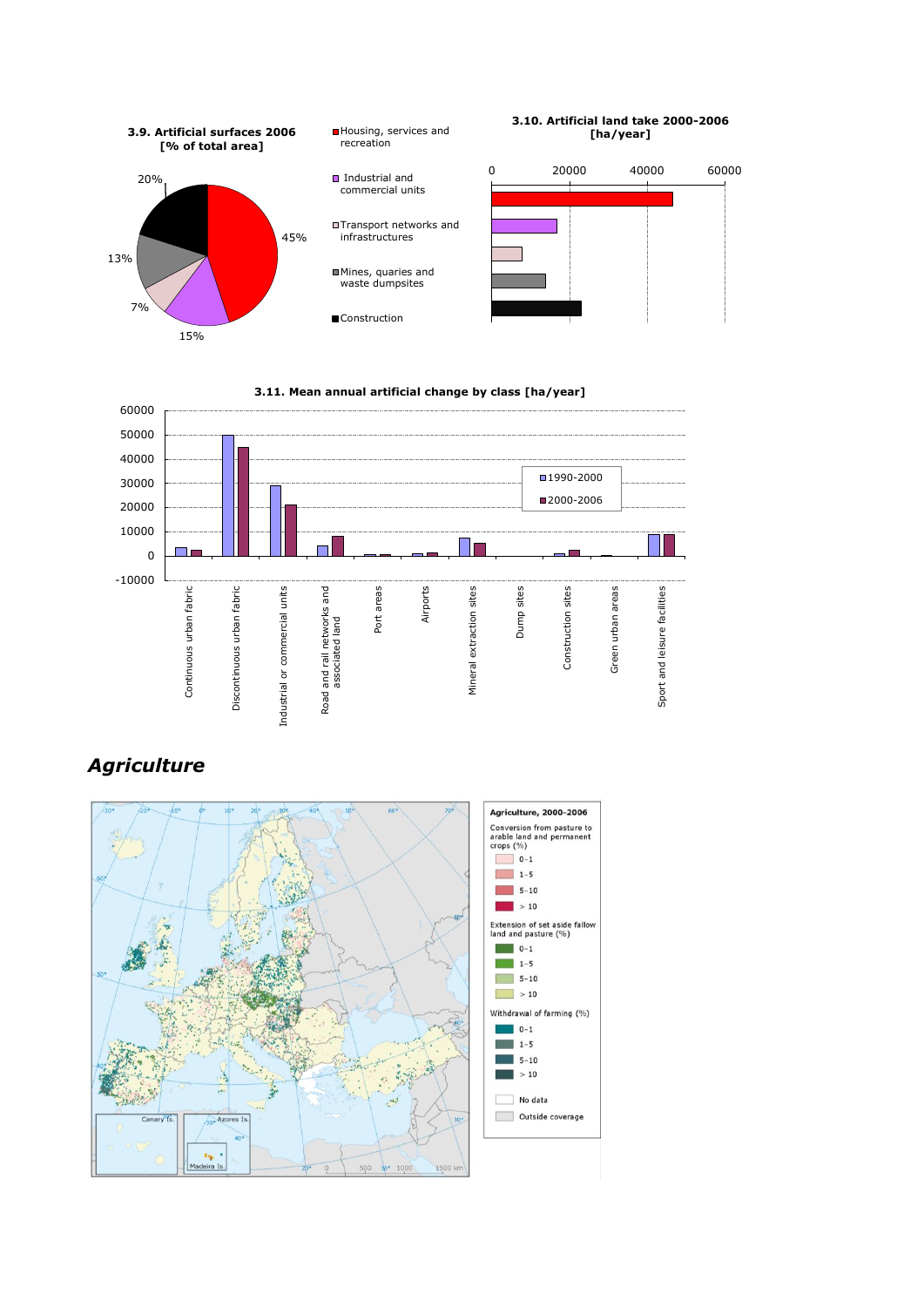**3.9. Artificial surfaces 2006 [% of total area]**

- Housing, services and recreation: 45%
- Industrial and commercial units: 15%
- Transport networks and infrastructures: 7%
- Mines, quaries and waste dumpsites: 13%
- Construction: 20%

**3.10. Artificial land take 2000-2006 [ha/year]**

**3.11. Mean annual artificial change by class [ha/year]**

1990-2000
2000-2006

Continuous urban fabric, Discontinuous urban fabric, Industrial or commercial units, Road and rail networks and associated land, Port areas, Airports, Mineral extraction sites, Dump sites, Construction sites, Green urban areas, Sport and leisure facilities

## *Agriculture*

**Agriculture, 2000-2006**

Conversion from pasture to arable land and permanent crops (%)
- 0–1
- 1–5
- 5–10
- > 10

Extension of set aside fallow land and pasture (%)
- 0–1
- 1–5
- 5–10
- > 10

Withdrawal of farming (%)
- 0–1
- 1–5
- 5–10
- > 10

No data
Outside coverage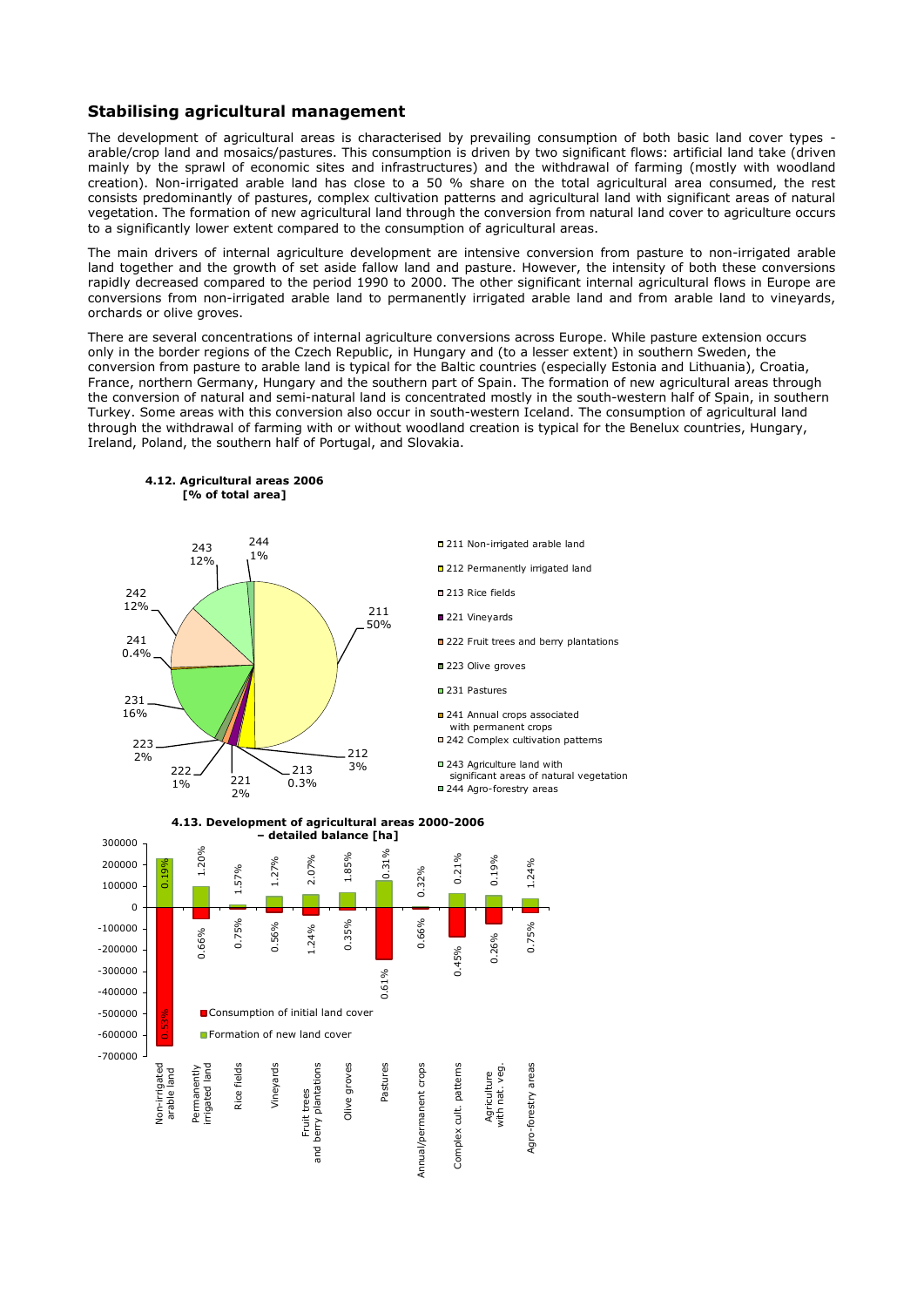## Stabilising agricultural management

The development of agricultural areas is characterised by prevailing consumption of both basic land cover types - arable/crop land and mosaics/pastures. This consumption is driven by two significant flows: artificial land take (driven mainly by the sprawl of economic sites and infrastructures) and the withdrawal of farming (mostly with woodland creation). Non-irrigated arable land has close to a 50 % share on the total agricultural area consumed, the rest consists predominantly of pastures, complex cultivation patterns and agricultural land with significant areas of natural vegetation. The formation of new agricultural land through the conversion from natural land cover to agriculture occurs to a significantly lower extent compared to the consumption of agricultural areas.

The main drivers of internal agriculture development are intensive conversion from pasture to non-irrigated arable land together and the growth of set aside fallow land and pasture. However, the intensity of both these conversions rapidly decreased compared to the period 1990 to 2000. The other significant internal agricultural flows in Europe are conversions from non-irrigated arable land to permanently irrigated arable land and from arable land to vineyards, orchards or olive groves.

There are several concentrations of internal agriculture conversions across Europe. While pasture extension occurs only in the border regions of the Czech Republic, in Hungary and (to a lesser extent) in southern Sweden, the conversion from pasture to arable land is typical for the Baltic countries (especially Estonia and Lithuania), Croatia, France, northern Germany, Hungary and the southern part of Spain. The formation of new agricultural areas through the conversion of natural and semi-natural land is concentrated mostly in the south-western half of Spain, in southern Turkey. Some areas with this conversion also occur in south-western Iceland. The consumption of agricultural land through the withdrawal of farming with or without woodland creation is typical for the Benelux countries, Hungary, Ireland, Poland, the southern half of Portugal, and Slovakia.

**4.12. Agricultural areas 2006 [% of total area]**

| Code | Class | Share |
|---|---|---|
| 211 | Non-irrigated arable land | 50% |
| 212 | Permanently irrigated land | 3% |
| 213 | Rice fields | 0.3% |
| 221 | Vineyards | 2% |
| 222 | Fruit trees and berry plantations | 1% |
| 223 | Olive groves | 2% |
| 231 | Pastures | 16% |
| 241 | Annual crops associated with permanent crops | 0.4% |
| 242 | Complex cultivation patterns | 12% |
| 243 | Agriculture land with significant areas of natural vegetation | 12% |
| 244 | Agro-forestry areas | 1% |

**4.13. Development of agricultural areas 2000-2006 – detailed balance [ha]**

| Class | Formation of new land cover | Consumption of initial land cover |
|---|---|---|
| Non-irrigated arable land | 0.19% | 0.53% |
| Permanently irrigated land | 1.20% | 0.66% |
| Rice fields | 1.57% | 0.75% |
| Vineyards | 1.27% | 0.56% |
| Fruit trees and berry plantations | 2.07% | 1.24% |
| Olive groves | 1.85% | 0.35% |
| Pastures | 0.31% | 0.61% |
| Annual/permanent crops | 0.32% | 0.66% |
| Complex cult. patterns | 0.21% | 0.45% |
| Agriculture with nat. veg. | 0.19% | 0.26% |
| Agro-forestry areas | 1.24% | 0.75% |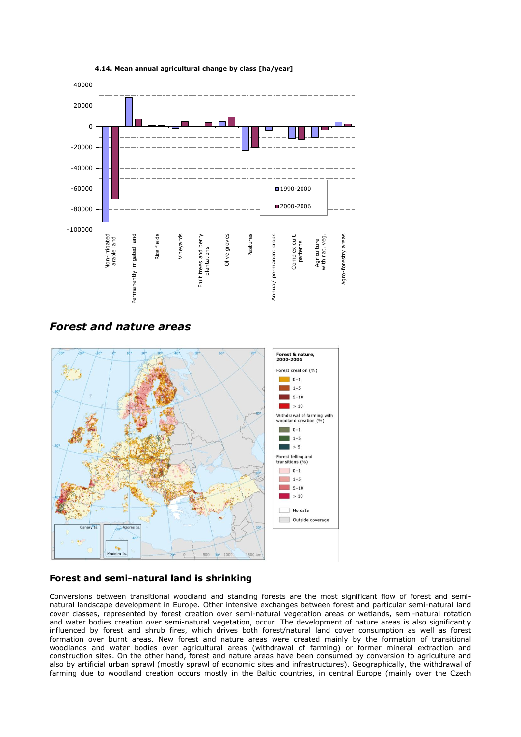4.14. Mean annual agricultural change by class [ha/year]

## Forest and nature areas

### Forest and semi-natural land is shrinking

Conversions between transitional woodland and standing forests are the most significant flow of forest and semi-natural landscape development in Europe. Other intensive exchanges between forest and particular semi-natural land cover classes, represented by forest creation over semi-natural vegetation areas or wetlands, semi-natural rotation and water bodies creation over semi-natural vegetation, occur. The development of nature areas is also significantly influenced by forest and shrub fires, which drives both forest/natural land cover consumption as well as forest formation over burnt areas. New forest and nature areas were created mainly by the formation of transitional woodlands and water bodies over agricultural areas (withdrawal of farming) or former mineral extraction and construction sites. On the other hand, forest and nature areas have been consumed by conversion to agriculture and also by artificial urban sprawl (mostly sprawl of economic sites and infrastructures). Geographically, the withdrawal of farming due to woodland creation occurs mostly in the Baltic countries, in central Europe (mainly over the Czech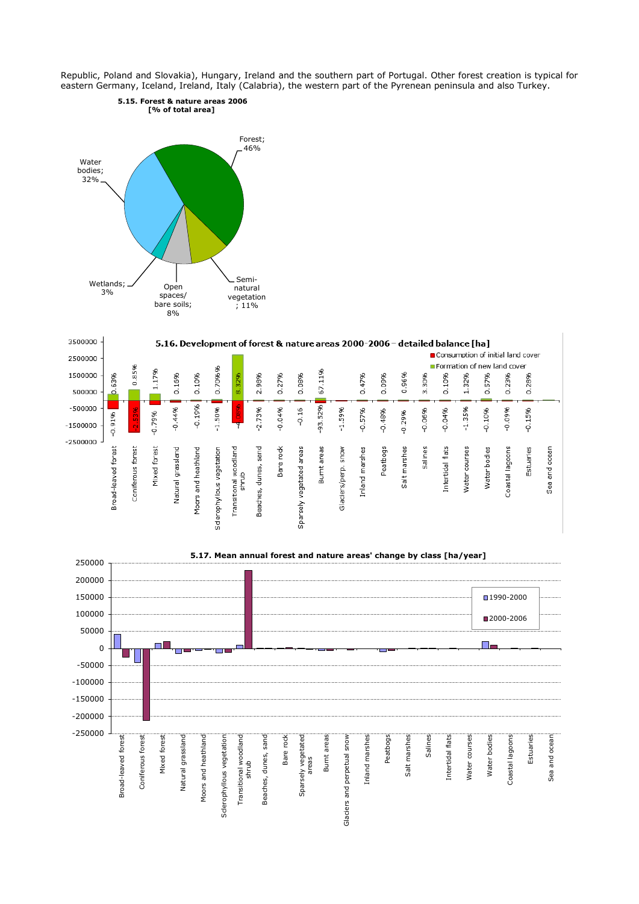Republic, Poland and Slovakia), Hungary, Ireland and the southern part of Portugal. Other forest creation is typical for eastern Germany, Iceland, Ireland, Italy (Calabria), the western part of the Pyrenean peninsula and also Turkey.

**5.15. Forest & nature areas 2006 [% of total area]**

Forest; 46%
Water bodies; 32%
Semi-natural vegetation; 11%
Open spaces/ bare soils; 8%
Wetlands; 3%

**5.16. Development of forest & nature areas 2000-2006 – detailed balance [ha]**

Consumption of initial land cover
Formation of new land cover

| Class | Formation of new land cover | Consumption of initial land cover |
|---|---|---|
| Broad-leaved forest | 0.63% | -0.91% |
| Coniferous forest | 0.85% | -2.53% |
| Mixed forest | 1.17% | -0.79% |
| Natural grassland | 0.16% | -0.44% |
| Moors and heathland | 0.10% | -0.19% |
| Sclerophyllous vegetation | 0.7096% | -1.50% |
| Transitional woodland shrub | 8.32% | -4.08% |
| Beaches, dunes, sand | 2.93% | -2.73% |
| Bare rock | 0.27% | -0.04% |
| Sparsely vegetated areas | 0.08% | -0.16 |
| Burnt areas | 67.11% | -93.52% |
| Glaciers/perp. snow | | -1.59% |
| Inland marshes | 0.47% | -0.57% |
| Peatbogs | 0.09% | -0.48% |
| Salt marshes | 0.96% | -0.29% |
| Salines | 3.30% | -0.06% |
| Intertidal flats | 0.10% | -0.04% |
| Water courses | 1.32% | -1.35% |
| Water bodies | 0.57% | -0.10% |
| Coastal lagoons | 0.23% | -0.09% |
| Estuaries | 0.28% | -0.15% |
| Sea and ocean | | |

**5.17. Mean annual forest and nature areas' change by class [ha/year]**

Legend: 1990-2000; 2000-2006

Classes: Broad-leaved forest, Coniferous forest, Mixed forest, Natural grassland, Moors and heathland, Sclerophyllous vegetation, Transitional woodland shrub, Beaches, dunes, sand, Bare rock, Sparsely vegetated areas, Burnt areas, Glaciers and perpetual snow, Inland marshes, Peatbogs, Salt marshes, Salines, Intertidal flats, Water courses, Water bodies, Coastal lagoons, Estuaries, Sea and ocean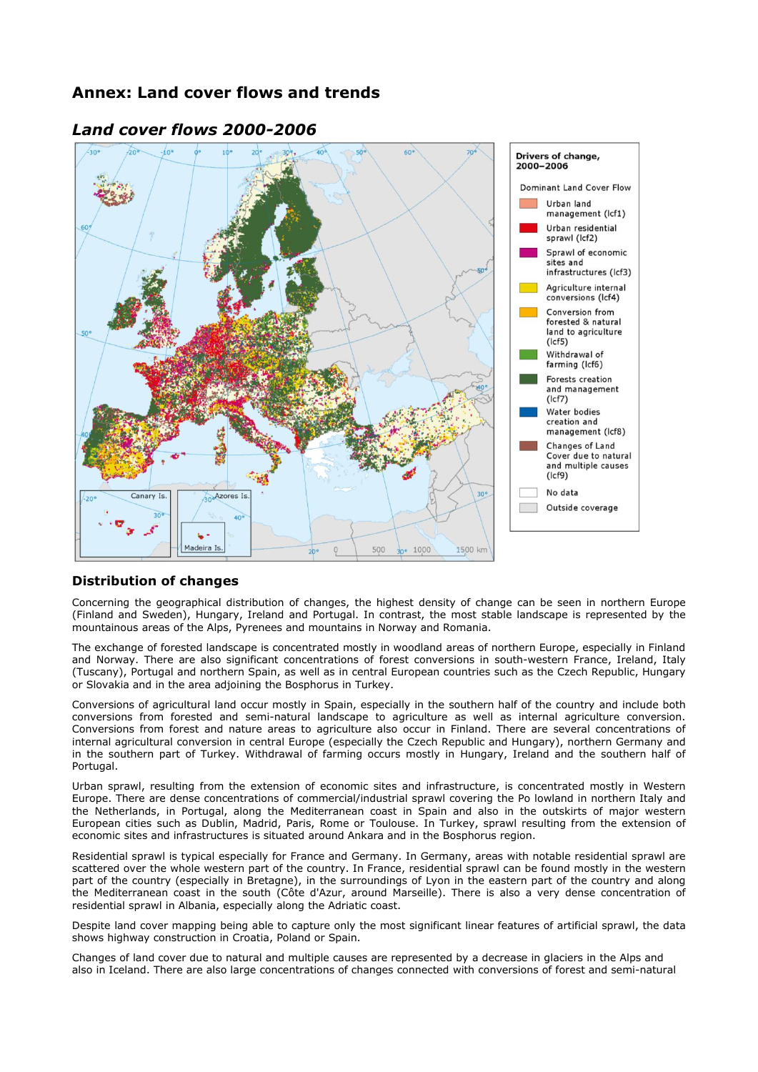## Annex: Land cover flows and trends

### *Land cover flows 2000-2006*

**Drivers of change, 2000–2006**

Dominant Land Cover Flow

- Urban land management (lcf1)
- Urban residential sprawl (lcf2)
- Sprawl of economic sites and infrastructures (lcf3)
- Agriculture internal conversions (lcf4)
- Conversion from forested & natural land to agriculture (lcf5)
- Withdrawal of farming (lcf6)
- Forests creation and management (lcf7)
- Water bodies creation and management (lcf8)
- Changes of Land Cover due to natural and multiple causes (lcf9)
- No data
- Outside coverage

### Distribution of changes

Concerning the geographical distribution of changes, the highest density of change can be seen in northern Europe (Finland and Sweden), Hungary, Ireland and Portugal. In contrast, the most stable landscape is represented by the mountainous areas of the Alps, Pyrenees and mountains in Norway and Romania.

The exchange of forested landscape is concentrated mostly in woodland areas of northern Europe, especially in Finland and Norway. There are also significant concentrations of forest conversions in south-western France, Ireland, Italy (Tuscany), Portugal and northern Spain, as well as in central European countries such as the Czech Republic, Hungary or Slovakia and in the area adjoining the Bosphorus in Turkey.

Conversions of agricultural land occur mostly in Spain, especially in the southern half of the country and include both conversions from forested and semi-natural landscape to agriculture as well as internal agriculture conversion. Conversions from forest and nature areas to agriculture also occur in Finland. There are several concentrations of internal agricultural conversion in central Europe (especially the Czech Republic and Hungary), northern Germany and in the southern part of Turkey. Withdrawal of farming occurs mostly in Hungary, Ireland and the southern half of Portugal.

Urban sprawl, resulting from the extension of economic sites and infrastructure, is concentrated mostly in Western Europe. There are dense concentrations of commercial/industrial sprawl covering the Po lowland in northern Italy and the Netherlands, in Portugal, along the Mediterranean coast in Spain and also in the outskirts of major western European cities such as Dublin, Madrid, Paris, Rome or Toulouse. In Turkey, sprawl resulting from the extension of economic sites and infrastructures is situated around Ankara and in the Bosphorus region.

Residential sprawl is typical especially for France and Germany. In Germany, areas with notable residential sprawl are scattered over the whole western part of the country. In France, residential sprawl can be found mostly in the western part of the country (especially in Bretagne), in the surroundings of Lyon in the eastern part of the country and along the Mediterranean coast in the south (Côte d'Azur, around Marseille). There is also a very dense concentration of residential sprawl in Albania, especially along the Adriatic coast.

Despite land cover mapping being able to capture only the most significant linear features of artificial sprawl, the data shows highway construction in Croatia, Poland or Spain.

Changes of land cover due to natural and multiple causes are represented by a decrease in glaciers in the Alps and also in Iceland. There are also large concentrations of changes connected with conversions of forest and semi-natural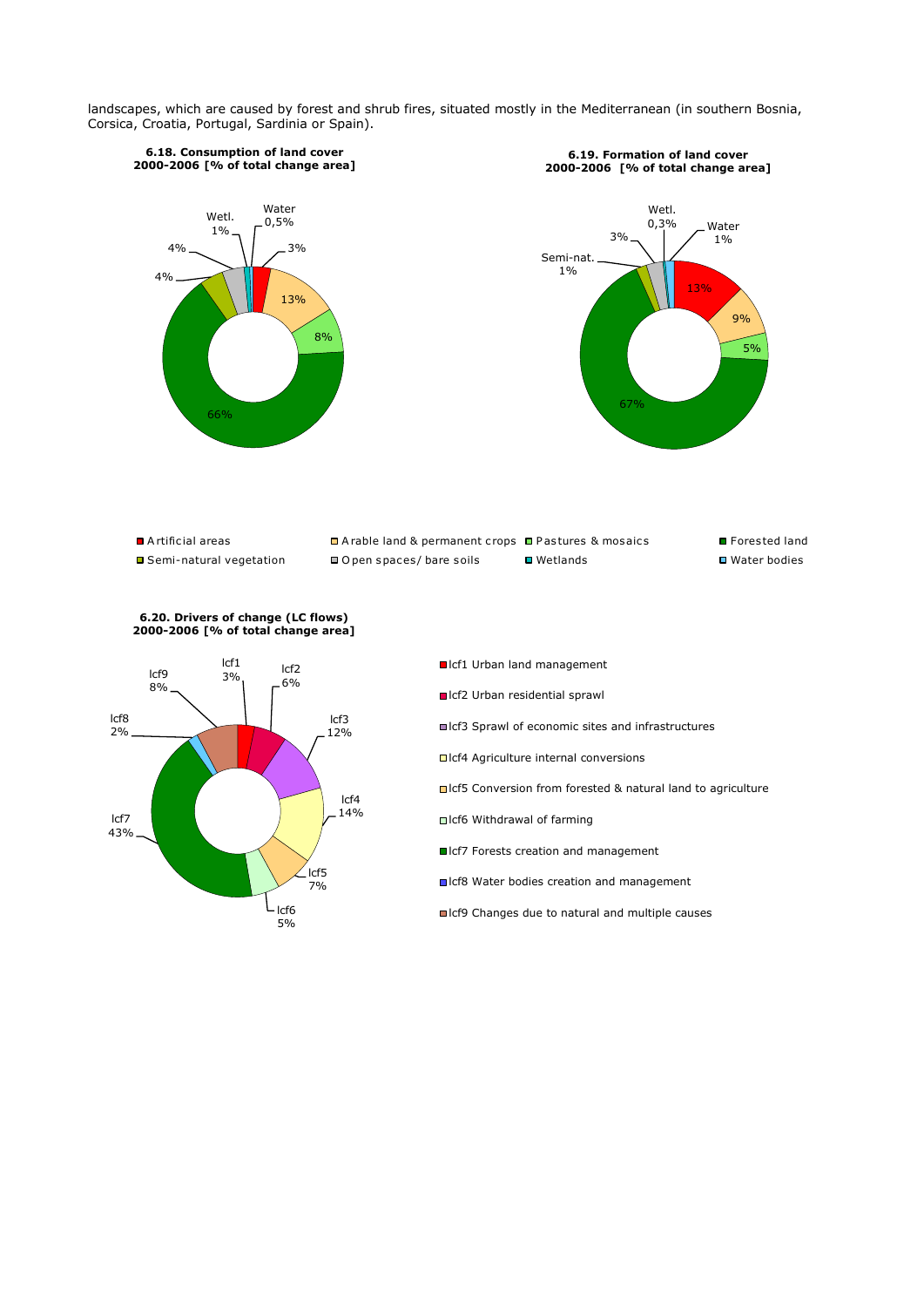landscapes, which are caused by forest and shrub fires, situated mostly in the Mediterranean (in southern Bosnia, Corsica, Croatia, Portugal, Sardinia or Spain).

**6.18. Consumption of land cover 2000-2006 [% of total change area]**

Water 0,5%
Wetl. 1%
4%
4%
3%
13%
8%
66%

**6.19. Formation of land cover 2000-2006 [% of total change area]**

Wetl. 0,3%
Water 1%
3%
Semi-nat. 1%
13%
9%
5%
67%

Artificial areas | Arable land & permanent crops | Pastures & mosaics | Forested land | Semi-natural vegetation | Open spaces/ bare soils | Wetlands | Water bodies

**6.20. Drivers of change (LC flows) 2000-2006 [% of total change area]**

lcf1 3%
lcf2 6%
lcf3 12%
lcf4 14%
lcf5 7%
lcf6 5%
lcf7 43%
lcf8 2%
lcf9 8%

- lcf1 Urban land management
- lcf2 Urban residential sprawl
- lcf3 Sprawl of economic sites and infrastructures
- lcf4 Agriculture internal conversions
- lcf5 Conversion from forested & natural land to agriculture
- lcf6 Withdrawal of farming
- lcf7 Forests creation and management
- lcf8 Water bodies creation and management
- lcf9 Changes due to natural and multiple causes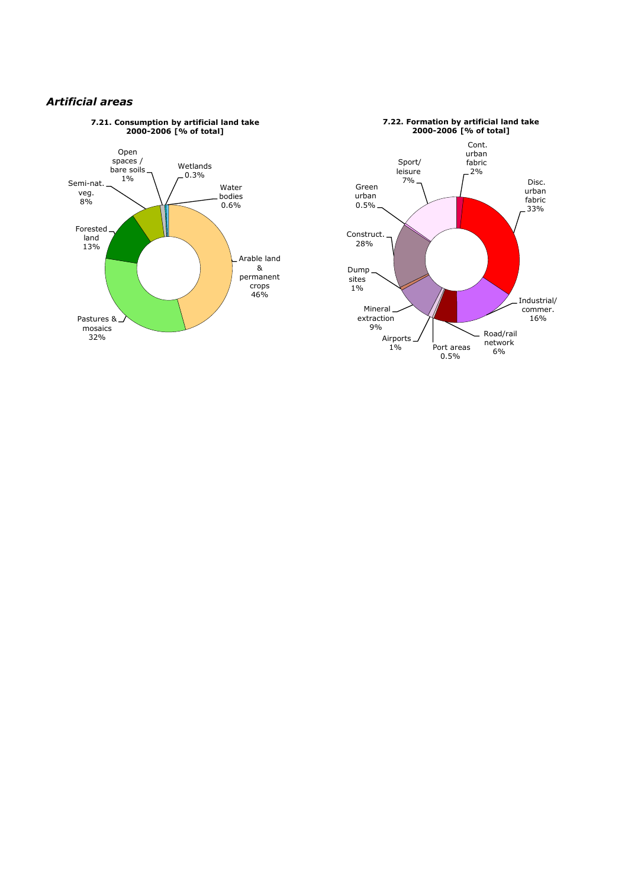## *Artificial areas*

**7.21. Consumption by artificial land take 2000-2006 [% of total]**

Arable land & permanent crops 46%
Pastures & mosaics 32%
Forested land 13%
Semi-nat. veg. 8%
Open spaces / bare soils 1%
Wetlands 0.3%
Water bodies 0.6%

**7.22. Formation by artificial land take 2000-2006 [% of total]**

Cont. urban fabric 2%
Disc. urban fabric 33%
Industrial/ commer. 16%
Road/rail network 6%
Port areas 0.5%
Airports 1%
Mineral extraction 9%
Dump sites 1%
Construct. 28%
Green urban 0.5%
Sport/ leisure 7%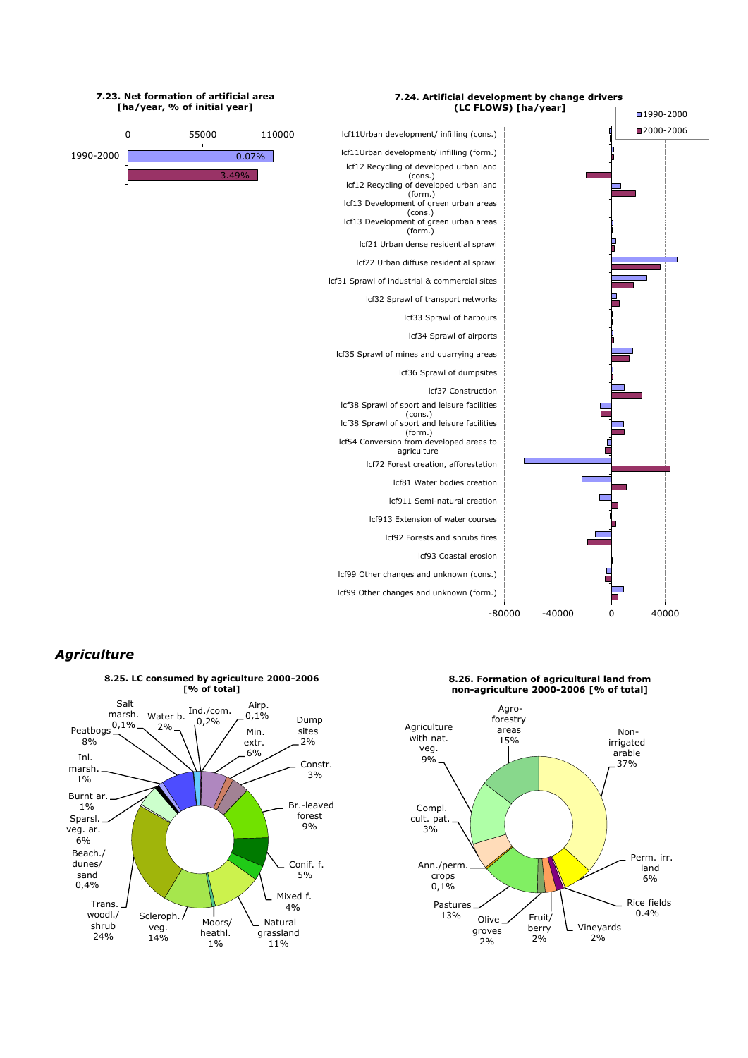**7.23. Net formation of artificial area [ha/year, % of initial year]**

0 55000 110000

1990-2000 0.07%

3.49%

**7.24. Artificial development by change drivers (LC FLOWS) [ha/year]**

1990-2000
2000-2006

lcf11Urban development/ infilling (cons.)
lcf11Urban development/ infilling (form.)
lcf12 Recycling of developed urban land (cons.)
lcf12 Recycling of developed urban land (form.)
lcf13 Development of green urban areas (cons.)
lcf13 Development of green urban areas (form.)
lcf21 Urban dense residential sprawl
lcf22 Urban diffuse residential sprawl
lcf31 Sprawl of industrial & commercial sites
lcf32 Sprawl of transport networks
lcf33 Sprawl of harbours
lcf34 Sprawl of airports
lcf35 Sprawl of mines and quarrying areas
lcf36 Sprawl of dumpsites
lcf37 Construction
lcf38 Sprawl of sport and leisure facilities (cons.)
lcf38 Sprawl of sport and leisure facilities (form.)
lcf54 Conversion from developed areas to agriculture
lcf72 Forest creation, afforestation
lcf81 Water bodies creation
lcf911 Semi-natural creation
lcf913 Extension of water courses
lcf92 Forests and shrubs fires
lcf93 Coastal erosion
lcf99 Other changes and unknown (cons.)
lcf99 Other changes and unknown (form.)

-80000 -40000 0 40000

## *Agriculture*

**8.25. LC consumed by agriculture 2000-2006 [% of total]**

Salt marsh. 0,1%; Water b. 2%; Ind./com. 0,2%; Airp. 0,1%; Min. extr. 6%; Dump sites 2%; Constr. 3%; Br.-leaved forest 9%; Conif. f. 5%; Mixed f. 4%; Natural grassland 11%; Moors/ heathl. 1%; Scleroph. veg. 14%; Trans. woodl./ shrub 24%; Beach./ dunes/ sand 0,4%; Sparsl. veg. ar. 6%; Burnt ar. 1%; Inl. marsh. 1%; Peatbogs 8%

**8.26. Formation of agricultural land from non-agriculture 2000-2006 [% of total]**

Agro-forestry areas 15%; Non-irrigated arable 37%; Perm. irr. land 6%; Rice fields 0.4%; Vineyards 2%; Fruit/ berry 2%; Olive groves 2%; Pastures 13%; Ann./perm. crops 0,1%; Compl. cult. pat. 3%; Agriculture with nat. veg. 9%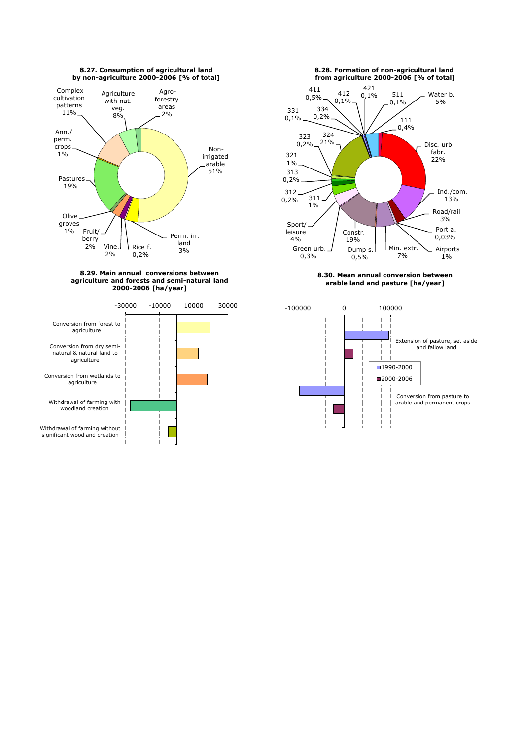**8.27. Consumption of agricultural land by non-agriculture 2000-2006 [% of total]**

| Category | % |
|---|---|
| Non-irrigated arable | 51% |
| Perm. irr. land | 3% |
| Rice f. | 0,2% |
| Vine. | 2% |
| Fruit/ berry | 2% |
| Olive groves | 1% |
| Pastures | 19% |
| Ann./ perm. crops | 1% |
| Complex cultivation patterns | 11% |
| Agriculture with nat. veg. | 8% |
| Agro-forestry areas | 2% |

**8.28. Formation of non-agricultural land from agriculture 2000-2006 [% of total]**

| Category | % |
|---|---|
| 111 | 0,4% |
| Disc. urb. fabr. | 22% |
| Ind./com. | 13% |
| Road/rail | 3% |
| Port a. | 0,03% |
| Airports | 1% |
| Min. extr. | 7% |
| Dump s. | 0,5% |
| Constr. | 19% |
| Green urb. | 0,3% |
| Sport/ leisure | 4% |
| 311 | 1% |
| 312 | 0,2% |
| 313 | 0,2% |
| 321 | 1% |
| 323 | 0,2% |
| 324 | 21% |
| 331 | 0,1% |
| 334 | 0,2% |
| 411 | 0,5% |
| 412 | 0,1% |
| 421 | 0,1% |
| 511 | 0,1% |
| Water b. | 5% |

**8.29. Main annual conversions between agriculture and forests and semi-natural land 2000-2006 [ha/year]**

Axis: -30000, -10000, 10000, 30000

- Conversion from forest to agriculture
- Conversion from dry semi-natural & natural land to agriculture
- Conversion from wetlands to agriculture
- Withdrawal of farming with woodland creation
- Withdrawal of farming without significant woodland creation

**8.30. Mean annual conversion between arable land and pasture [ha/year]**

Axis: -100000, 0, 100000

Legend: 1990-2000, 2000-2006

- Extension of pasture, set aside and fallow land
- Conversion from pasture to arable and permanent crops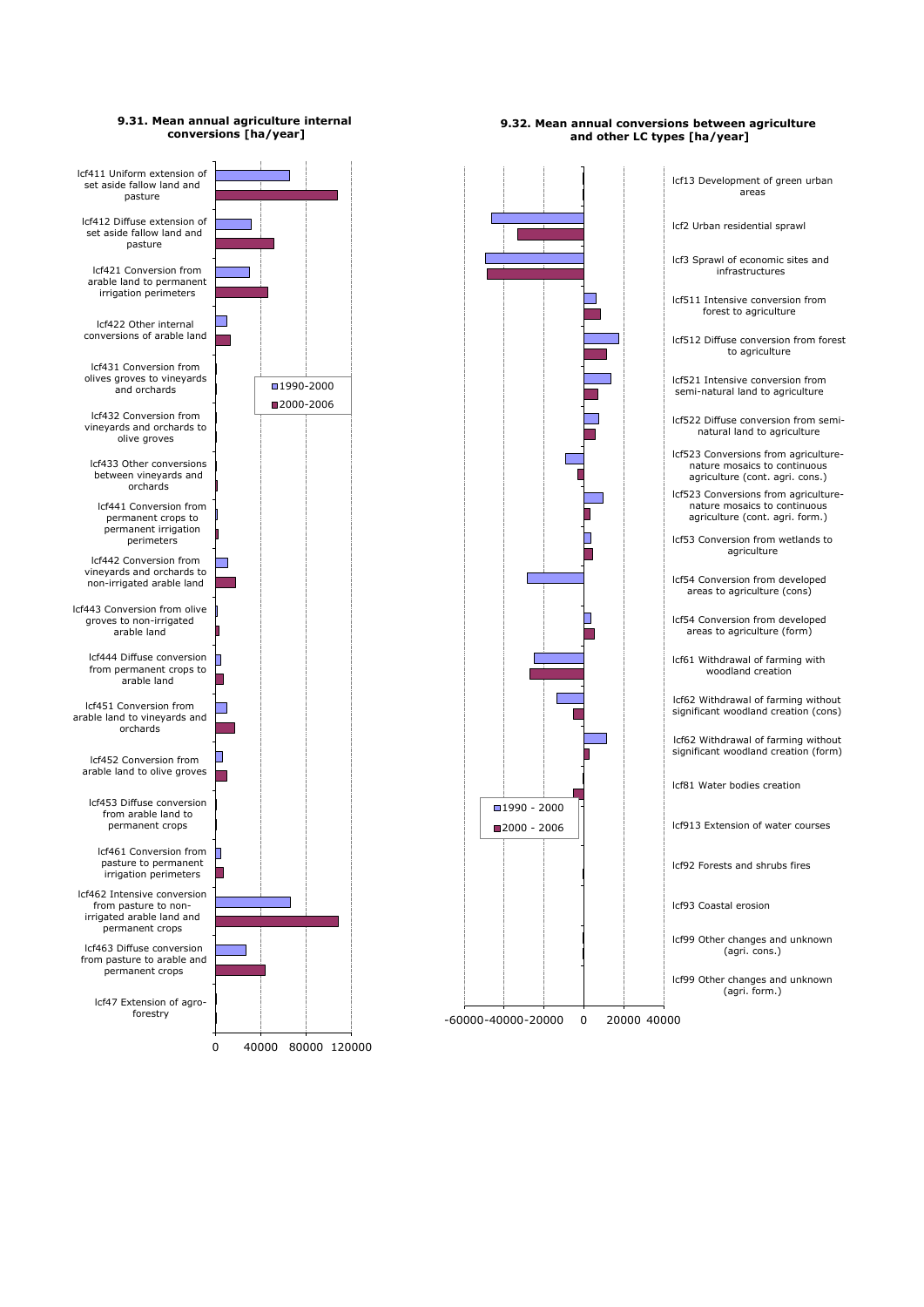**9.31. Mean annual agriculture internal conversions [ha/year]**

lcf411 Uniform extension of set aside fallow land and pasture

lcf412 Diffuse extension of set aside fallow land and pasture

lcf421 Conversion from arable land to permanent irrigation perimeters

lcf422 Other internal conversions of arable land

lcf431 Conversion from olives groves to vineyards and orchards

lcf432 Conversion from vineyards and orchards to olive groves

lcf433 Other conversions between vineyards and orchards

lcf441 Conversion from permanent crops to permanent irrigation perimeters

lcf442 Conversion from vineyards and orchards to non-irrigated arable land

lcf443 Conversion from olive groves to non-irrigated arable land

lcf444 Diffuse conversion from permanent crops to arable land

lcf451 Conversion from arable land to vineyards and orchards

lcf452 Conversion from arable land to olive groves

lcf453 Diffuse conversion from arable land to permanent crops

lcf461 Conversion from pasture to permanent irrigation perimeters

lcf462 Intensive conversion from pasture to non-irrigated arable land and permanent crops

lcf463 Diffuse conversion from pasture to arable and permanent crops

lcf47 Extension of agro-forestry

1990-2000
2000-2006

0 40000 80000 120000

**9.32. Mean annual conversions between agriculture and other LC types [ha/year]**

lcf13 Development of green urban areas

lcf2 Urban residential sprawl

lcf3 Sprawl of economic sites and infrastructures

lcf511 Intensive conversion from forest to agriculture

lcf512 Diffuse conversion from forest to agriculture

lcf521 Intensive conversion from semi-natural land to agriculture

lcf522 Diffuse conversion from semi-natural land to agriculture

lcf523 Conversions from agriculture-nature mosaics to continuous agriculture (cont. agri. cons.)

lcf523 Conversions from agriculture-nature mosaics to continuous agriculture (cont. agri. form.)

lcf53 Conversion from wetlands to agriculture

lcf54 Conversion from developed areas to agriculture (cons)

lcf54 Conversion from developed areas to agriculture (form)

lcf61 Withdrawal of farming with woodland creation

lcf62 Withdrawal of farming without significant woodland creation (cons)

lcf62 Withdrawal of farming without significant woodland creation (form)

lcf81 Water bodies creation

lcf913 Extension of water courses

lcf92 Forests and shrubs fires

lcf93 Coastal erosion

lcf99 Other changes and unknown (agri. cons.)

lcf99 Other changes and unknown (agri. form.)

1990 - 2000
2000 - 2006

-60000 -40000 -20000 0 20000 40000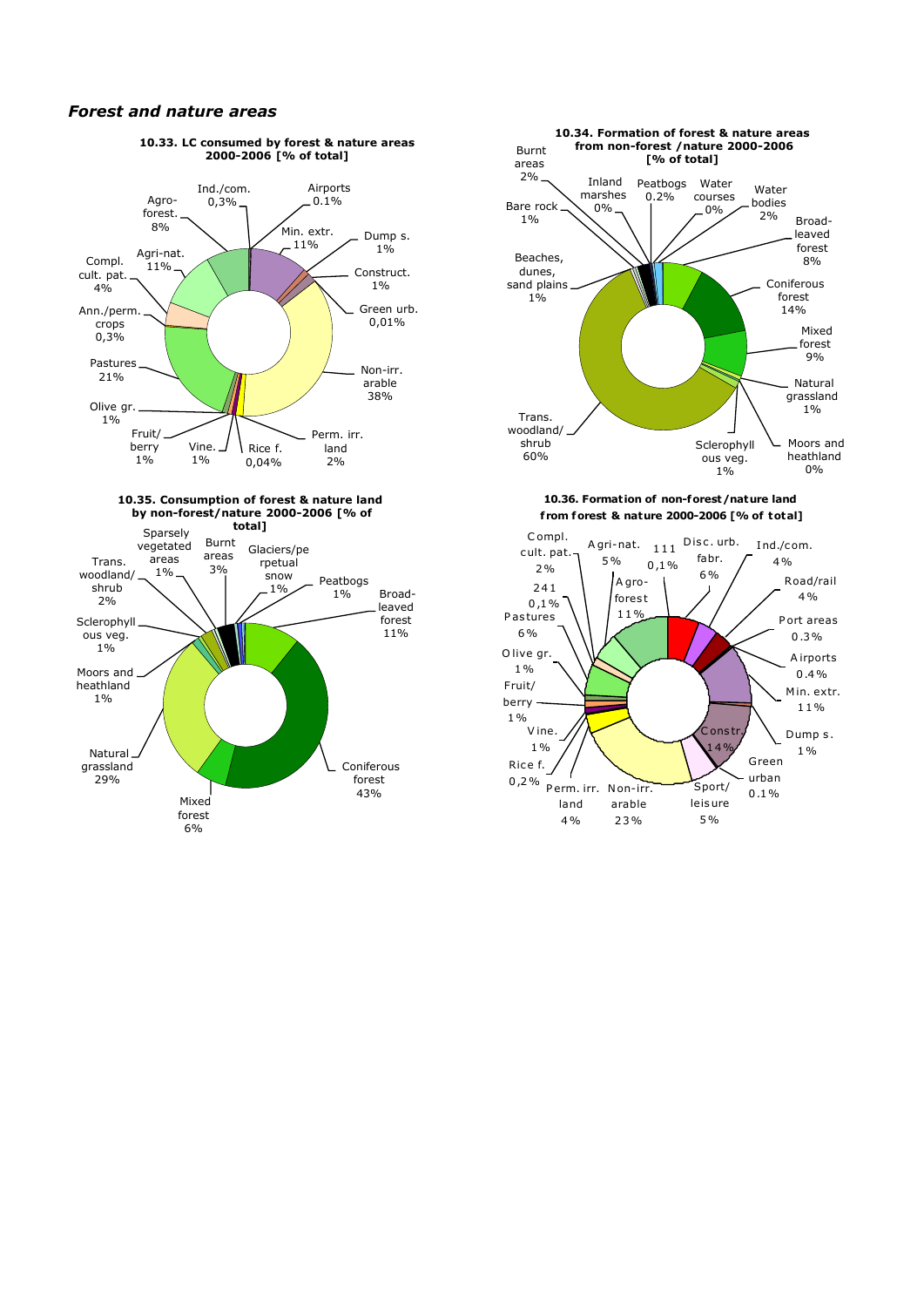## *Forest and nature areas*

**10.33. LC consumed by forest & nature areas 2000-2006 [% of total]**

Ind./com. 0,3%
Airports 0.1%
Agro-forest. 8%
Min. extr. 11%
Dump s. 1%
Agri-nat. 11%
Construct. 1%
Compl. cult. pat. 4%
Green urb. 0,01%
Ann./perm. crops 0,3%
Pastures 21%
Non-irr. arable 38%
Olive gr. 1%
Fruit/ berry 1%
Vine. 1%
Rice f. 0,04%
Perm. irr. land 2%

**10.34. Formation of forest & nature areas from non-forest /nature 2000-2006 [% of total]**

Burnt areas 2%
Inland marshes 0%
Peatbogs 0.2%
Water courses 0%
Water bodies 2%
Bare rock 1%
Broad-leaved forest 8%
Beaches, dunes, sand plains 1%
Coniferous forest 14%
Mixed forest 9%
Natural grassland 1%
Trans. woodland/ shrub 60%
Sclerophyll ous veg. 1%
Moors and heathland 0%

**10.35. Consumption of forest & nature land by non-forest/nature 2000-2006 [% of total]**

Sparsely vegetated areas 1%
Burnt areas 3%
Glaciers/pe rpetual snow 1%
Trans. woodland/ shrub 2%
Peatbogs 1%
Broad-leaved forest 11%
Sclerophyll ous veg. 1%
Moors and heathland 1%
Natural grassland 29%
Coniferous forest 43%
Mixed forest 6%

**10.36. Formation of non-forest/nature land from forest & nature 2000-2006 [% of total]**

Compl. cult. pat. 2%
Agri-nat. 5%
111 0,1%
Disc. urb. fabr. 6%
Ind./com. 4%
Agro-forest 11%
Road/rail 4%
241 0,1%
Pastures 6%
Port areas 0.3%
Airports 0.4%
Olive gr. 1%
Min. extr. 11%
Fruit/ berry 1%
Constr. 14%
Dump s. 1%
Vine. 1%
Green urban 0.1%
Rice f. 0,2%
Perm. irr. land 4%
Non-irr. arable 23%
Sport/ leisure 5%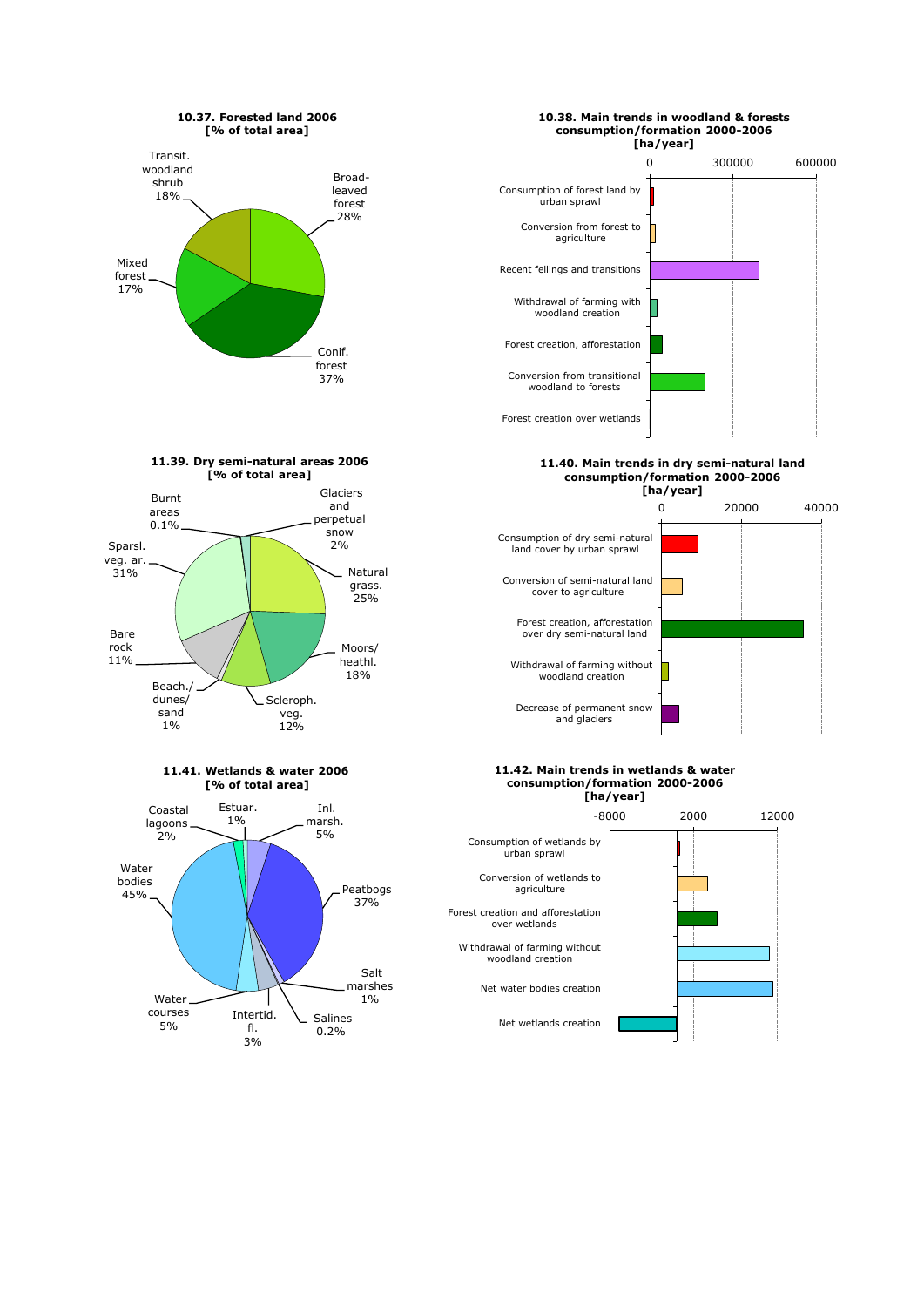**10.37. Forested land 2006 [% of total area]**

- Broad-leaved forest 28%
- Conif. forest 37%
- Mixed forest 17%
- Transit. woodland shrub 18%

**10.38. Main trends in woodland & forests consumption/formation 2000-2006 [ha/year]**

Axis: 0, 300000, 600000

- Consumption of forest land by urban sprawl
- Conversion from forest to agriculture
- Recent fellings and transitions
- Withdrawal of farming with woodland creation
- Forest creation, afforestation
- Conversion from transitional woodland to forests
- Forest creation over wetlands

**11.39. Dry semi-natural areas 2006 [% of total area]**

- Glaciers and perpetual snow 2%
- Natural grass. 25%
- Moors/ heathl. 18%
- Scleroph. veg. 12%
- Beach./ dunes/ sand 1%
- Bare rock 11%
- Sparsl. veg. ar. 31%
- Burnt areas 0.1%

**11.40. Main trends in dry semi-natural land consumption/formation 2000-2006 [ha/year]**

Axis: 0, 20000, 40000

- Consumption of dry semi-natural land cover by urban sprawl
- Conversion of semi-natural land cover to agriculture
- Forest creation, afforestation over dry semi-natural land
- Withdrawal of farming without woodland creation
- Decrease of permanent snow and glaciers

**11.41. Wetlands & water 2006 [% of total area]**

- Estuar. 1%
- Inl. marsh. 5%
- Peatbogs 37%
- Salt marshes 1%
- Salines 0.2%
- Intertid. fl. 3%
- Water courses 5%
- Water bodies 45%
- Coastal lagoons 2%

**11.42. Main trends in wetlands & water consumption/formation 2000-2006 [ha/year]**

Axis: -8000, 2000, 12000

- Consumption of wetlands by urban sprawl
- Conversion of wetlands to agriculture
- Forest creation and afforestation over wetlands
- Withdrawal of farming without woodland creation
- Net water bodies creation
- Net wetlands creation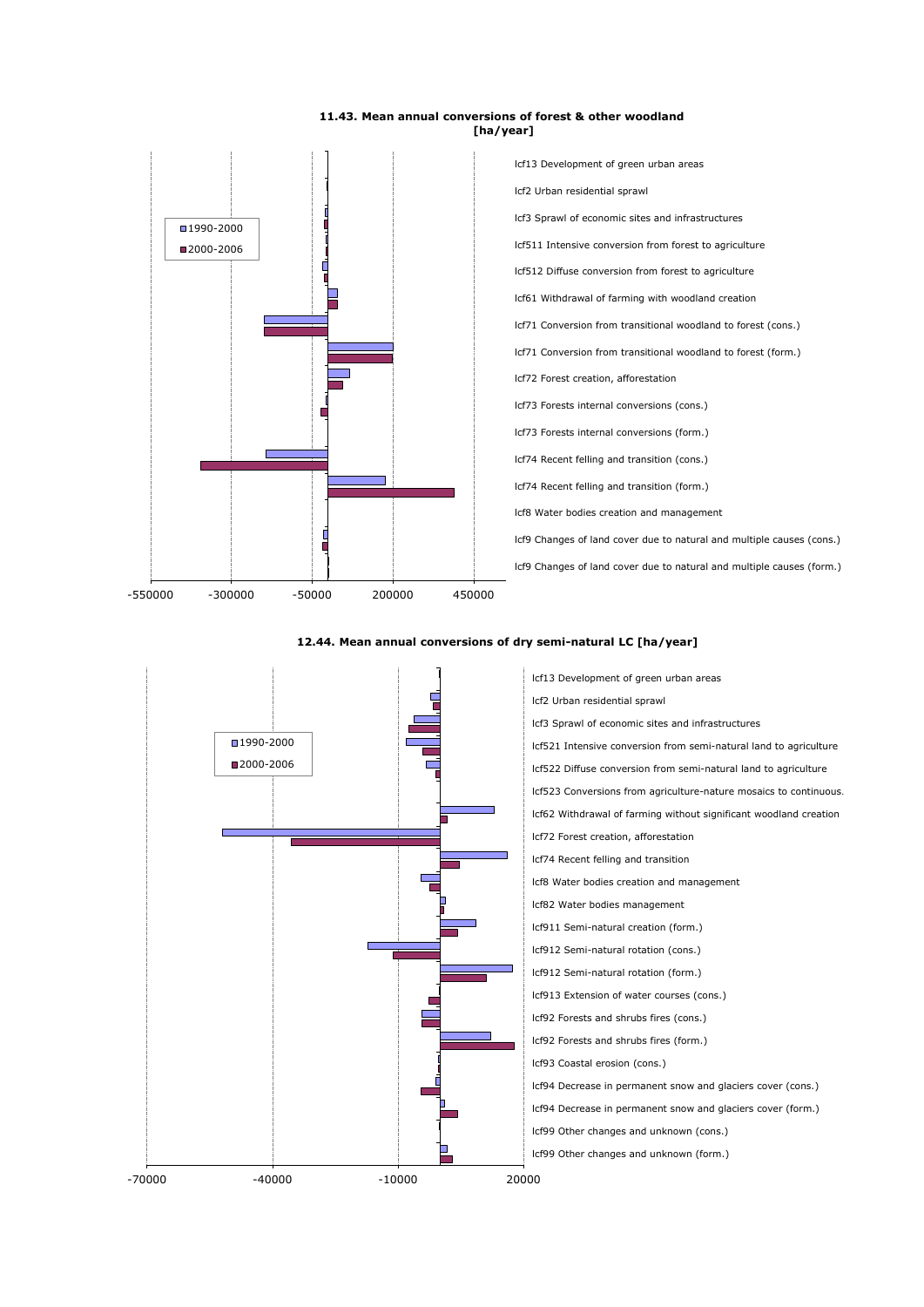**11.43. Mean annual conversions of forest & other woodland [ha/year]**

Legend: 1990-2000; 2000-2006

- lcf13 Development of green urban areas
- lcf2 Urban residential sprawl
- lcf3 Sprawl of economic sites and infrastructures
- lcf511 Intensive conversion from forest to agriculture
- lcf512 Diffuse conversion from forest to agriculture
- lcf61 Withdrawal of farming with woodland creation
- lcf71 Conversion from transitional woodland to forest (cons.)
- lcf71 Conversion from transitional woodland to forest (form.)
- lcf72 Forest creation, afforestation
- lcf73 Forests internal conversions (cons.)
- lcf73 Forests internal conversions (form.)
- lcf74 Recent felling and transition (cons.)
- lcf74 Recent felling and transition (form.)
- lcf8 Water bodies creation and management
- lcf9 Changes of land cover due to natural and multiple causes (cons.)
- lcf9 Changes of land cover due to natural and multiple causes (form.)

Axis: -550000, -300000, -50000, 200000, 450000

**12.44. Mean annual conversions of dry semi-natural LC [ha/year]**

Legend: 1990-2000; 2000-2006

- lcf13 Development of green urban areas
- lcf2 Urban residential sprawl
- lcf3 Sprawl of economic sites and infrastructures
- lcf521 Intensive conversion from semi-natural land to agriculture
- lcf522 Diffuse conversion from semi-natural land to agriculture
- lcf523 Conversions from agriculture-nature mosaics to continuous.
- lcf62 Withdrawal of farming without significant woodland creation
- lcf72 Forest creation, afforestation
- lcf74 Recent felling and transition
- lcf8 Water bodies creation and management
- lcf82 Water bodies management
- lcf911 Semi-natural creation (form.)
- lcf912 Semi-natural rotation (cons.)
- lcf912 Semi-natural rotation (form.)
- lcf913 Extension of water courses (cons.)
- lcf92 Forests and shrubs fires (cons.)
- lcf92 Forests and shrubs fires (form.)
- lcf93 Coastal erosion (cons.)
- lcf94 Decrease in permanent snow and glaciers cover (cons.)
- lcf94 Decrease in permanent snow and glaciers cover (form.)
- lcf99 Other changes and unknown (cons.)
- lcf99 Other changes and unknown (form.)

Axis: -70000, -40000, -10000, 20000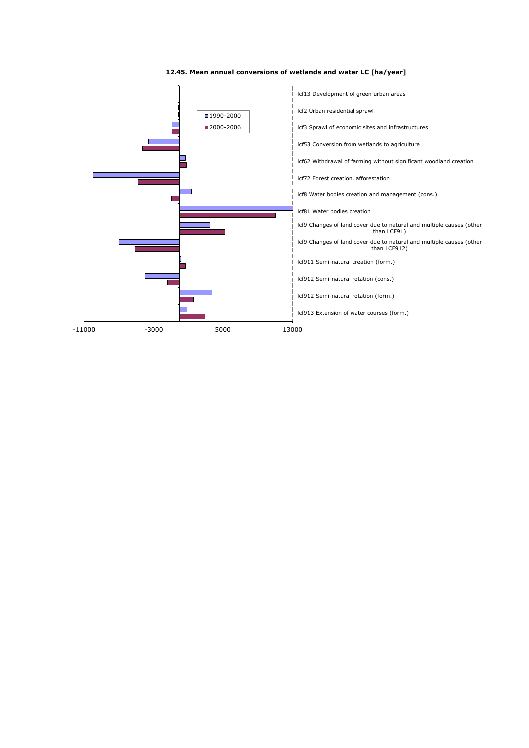**12.45. Mean annual conversions of wetlands and water LC [ha/year]**

1990-2000
2000-2006

lcf13 Development of green urban areas
lcf2 Urban residential sprawl
lcf3 Sprawl of economic sites and infrastructures
lcf53 Conversion from wetlands to agriculture
lcf62 Withdrawal of farming without significant woodland creation
lcf72 Forest creation, afforestation
lcf8 Water bodies creation and management (cons.)
lcf81 Water bodies creation
lcf9 Changes of land cover due to natural and multiple causes (other than LCF91)
lcf9 Changes of land cover due to natural and multiple causes (other than LCF912)
lcf911 Semi-natural creation (form.)
lcf912 Semi-natural rotation (cons.)
lcf912 Semi-natural rotation (form.)
lcf913 Extension of water courses (form.)

-11000
-3000
5000
13000